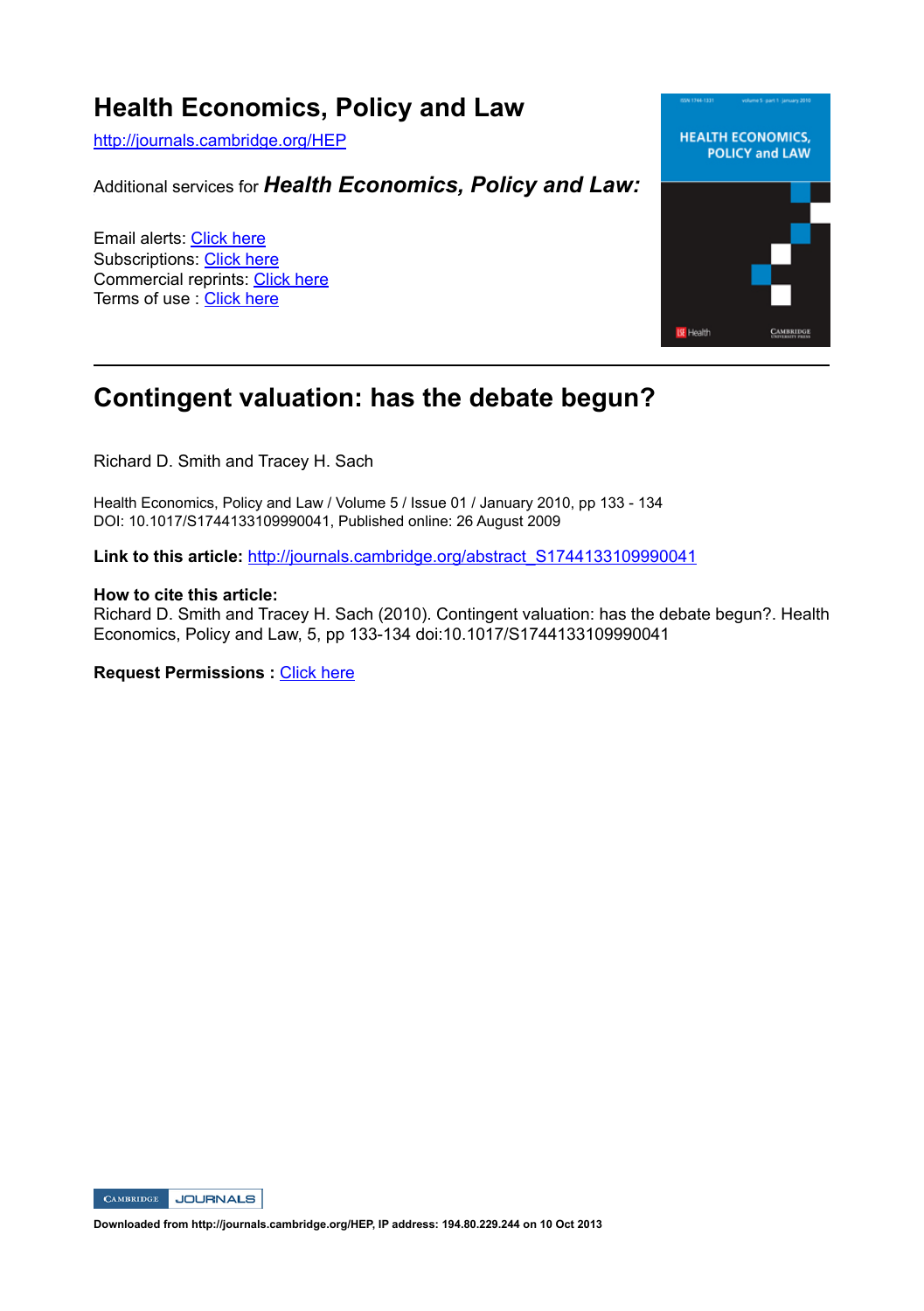# Health Economics, Policy and Law

http://journals.cambridge.org/HEP

Additional services for ***Health Economics, Policy and Law:***

Email alerts: Click here
Subscriptions: Click here
Commercial reprints: Click here
Terms of use : Click here

---

# Contingent valuation: has the debate begun?

Richard D. Smith and Tracey H. Sach

Health Economics, Policy and Law / Volume 5 / Issue 01 / January 2010, pp 133 - 134
DOI: 10.1017/S1744133109990041, Published online: 26 August 2009

**Link to this article:** http://journals.cambridge.org/abstract_S1744133109990041

**How to cite this article:**
Richard D. Smith and Tracey H. Sach (2010). Contingent valuation: has the debate begun?. Health Economics, Policy and Law, 5, pp 133-134 doi:10.1017/S1744133109990041

**Request Permissions :** Click here

**Downloaded from http://journals.cambridge.org/HEP, IP address: 194.80.229.244 on 10 Oct 2013**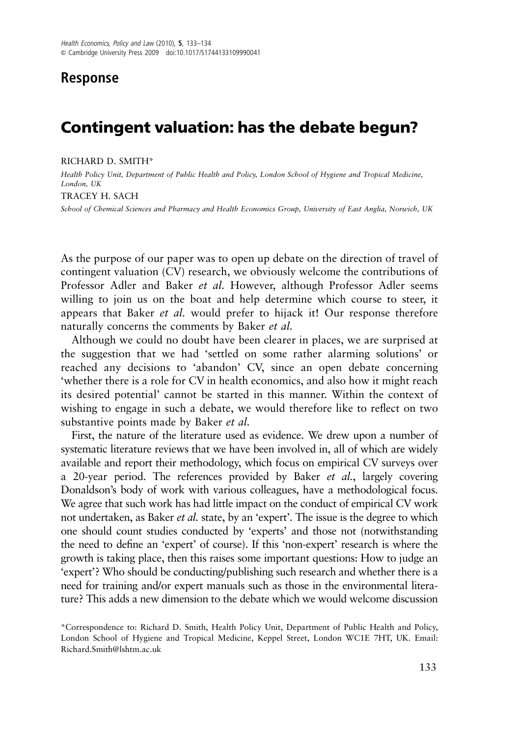## Response

# Contingent valuation: has the debate begun?

RICHARD D. SMITH*

*Health Policy Unit, Department of Public Health and Policy, London School of Hygiene and Tropical Medicine, London, UK*

TRACEY H. SACH

*School of Chemical Sciences and Pharmacy and Health Economics Group, University of East Anglia, Norwich, UK*

As the purpose of our paper was to open up debate on the direction of travel of contingent valuation (CV) research, we obviously welcome the contributions of Professor Adler and Baker *et al.* However, although Professor Adler seems willing to join us on the boat and help determine which course to steer, it appears that Baker *et al.* would prefer to hijack it! Our response therefore naturally concerns the comments by Baker *et al.*

Although we could no doubt have been clearer in places, we are surprised at the suggestion that we had 'settled on some rather alarming solutions' or reached any decisions to 'abandon' CV, since an open debate concerning 'whether there is a role for CV in health economics, and also how it might reach its desired potential' cannot be started in this manner. Within the context of wishing to engage in such a debate, we would therefore like to reflect on two substantive points made by Baker *et al.*

First, the nature of the literature used as evidence. We drew upon a number of systematic literature reviews that we have been involved in, all of which are widely available and report their methodology, which focus on empirical CV surveys over a 20-year period. The references provided by Baker *et al.*, largely covering Donaldson's body of work with various colleagues, have a methodological focus. We agree that such work has had little impact on the conduct of empirical CV work not undertaken, as Baker *et al.* state, by an 'expert'. The issue is the degree to which one should count studies conducted by 'experts' and those not (notwithstanding the need to define an 'expert' of course). If this 'non-expert' research is where the growth is taking place, then this raises some important questions: How to judge an 'expert'? Who should be conducting/publishing such research and whether there is a need for training and/or expert manuals such as those in the environmental literature? This adds a new dimension to the debate which we would welcome discussion

*Correspondence to: Richard D. Smith, Health Policy Unit, Department of Public Health and Policy, London School of Hygiene and Tropical Medicine, Keppel Street, London WC1E 7HT, UK. Email: Richard.Smith@lshtm.ac.uk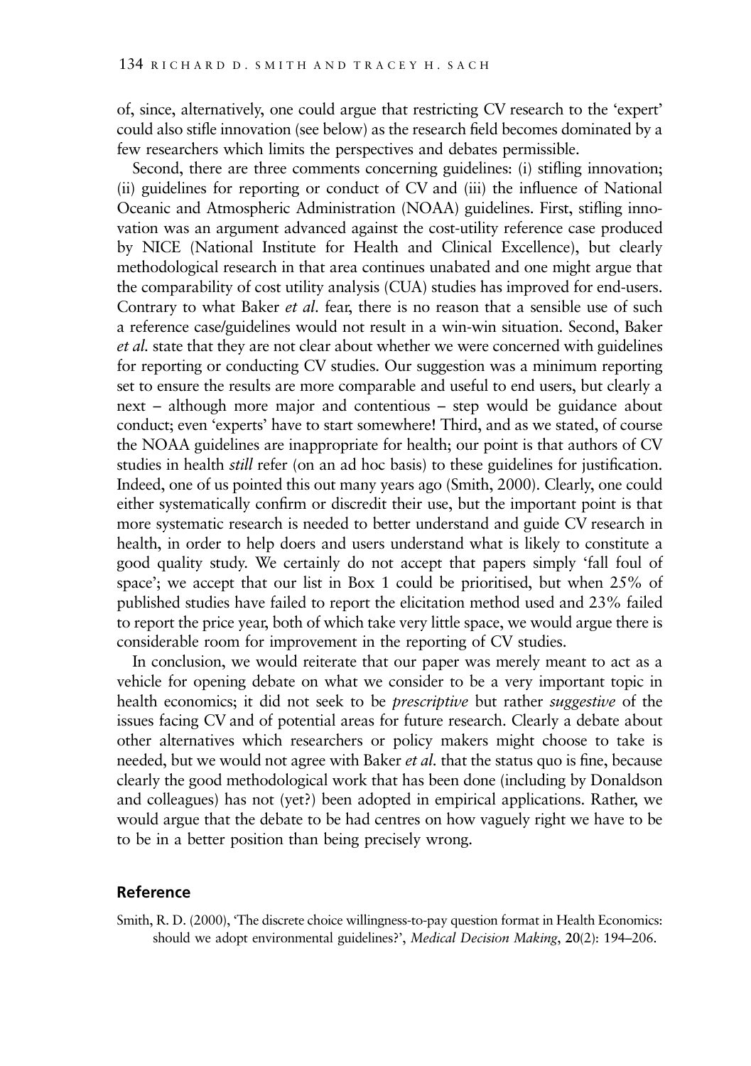of, since, alternatively, one could argue that restricting CV research to the 'expert' could also stifle innovation (see below) as the research field becomes dominated by a few researchers which limits the perspectives and debates permissible.

Second, there are three comments concerning guidelines: (i) stifling innovation; (ii) guidelines for reporting or conduct of CV and (iii) the influence of National Oceanic and Atmospheric Administration (NOAA) guidelines. First, stifling innovation was an argument advanced against the cost-utility reference case produced by NICE (National Institute for Health and Clinical Excellence), but clearly methodological research in that area continues unabated and one might argue that the comparability of cost utility analysis (CUA) studies has improved for end-users. Contrary to what Baker *et al.* fear, there is no reason that a sensible use of such a reference case/guidelines would not result in a win-win situation. Second, Baker *et al.* state that they are not clear about whether we were concerned with guidelines for reporting or conducting CV studies. Our suggestion was a minimum reporting set to ensure the results are more comparable and useful to end users, but clearly a next – although more major and contentious – step would be guidance about conduct; even 'experts' have to start somewhere! Third, and as we stated, of course the NOAA guidelines are inappropriate for health; our point is that authors of CV studies in health *still* refer (on an ad hoc basis) to these guidelines for justification. Indeed, one of us pointed this out many years ago (Smith, 2000). Clearly, one could either systematically confirm or discredit their use, but the important point is that more systematic research is needed to better understand and guide CV research in health, in order to help doers and users understand what is likely to constitute a good quality study. We certainly do not accept that papers simply 'fall foul of space'; we accept that our list in Box 1 could be prioritised, but when 25% of published studies have failed to report the elicitation method used and 23% failed to report the price year, both of which take very little space, we would argue there is considerable room for improvement in the reporting of CV studies.

In conclusion, we would reiterate that our paper was merely meant to act as a vehicle for opening debate on what we consider to be a very important topic in health economics; it did not seek to be *prescriptive* but rather *suggestive* of the issues facing CV and of potential areas for future research. Clearly a debate about other alternatives which researchers or policy makers might choose to take is needed, but we would not agree with Baker *et al.* that the status quo is fine, because clearly the good methodological work that has been done (including by Donaldson and colleagues) has not (yet?) been adopted in empirical applications. Rather, we would argue that the debate to be had centres on how vaguely right we have to be to be in a better position than being precisely wrong.

## Reference

Smith, R. D. (2000), 'The discrete choice willingness-to-pay question format in Health Economics: should we adopt environmental guidelines?', *Medical Decision Making*, **20**(2): 194–206.